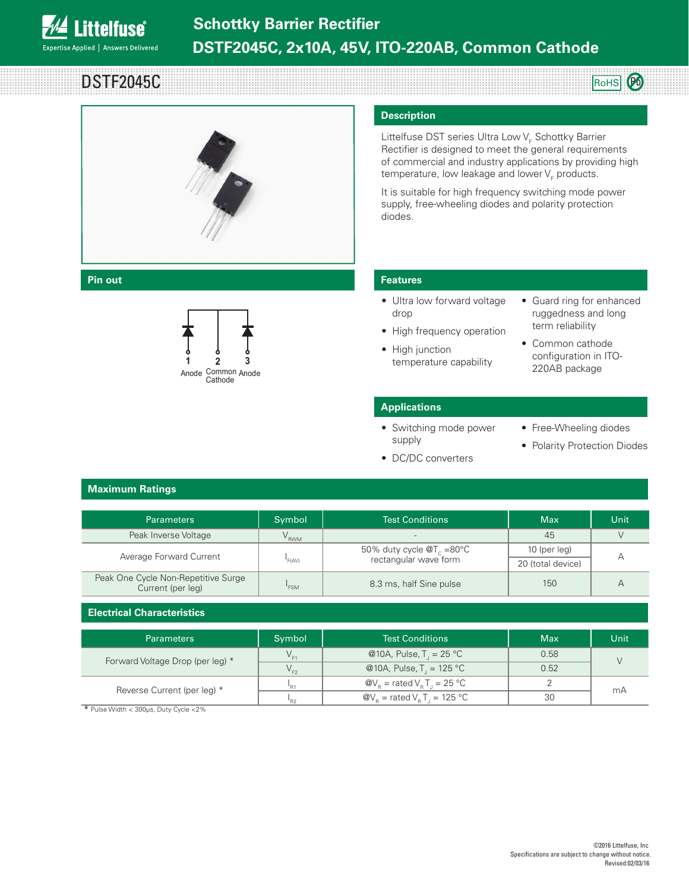# Schottky Barrier Rectifier

# DSTF2045C, 2x10A, 45V, ITO-220AB, Common Cathode

## DSTF2045C

RoHS Pb

## Description

Littelfuse DST series Ultra Low $V_F$ Schottky Barrier Rectifier is designed to meet the general requirements of commercial and industry applications by providing high temperature, low leakage and lower $V_F$ products.

It is suitable for high frequency switching mode power supply, free-wheeling diodes and polarity protection diodes.

## Pin out

1 Anode, 2 Common Cathode, 3 Anode

## Features

- Ultra low forward voltage drop
- High frequency operation
- High junction temperature capability
- Guard ring for enhanced ruggedness and long term reliability
- Common cathode configuration in ITO-220AB package

## Applications

- Switching mode power supply
- DC/DC converters
- Free-Wheeling diodes
- Polarity Protection Diodes

## Maximum Ratings

| Parameters | Symbol | Test Conditions | Max | Unit |
|---|---|---|---|---|
| Peak Inverse Voltage | $V_{RWM}$ | - | 45 | V |
| Average Forward Current | $I_{F(AV)}$ | 50% duty cycle @$T_C$ =80°C rectangular wave form | 10 (per leg) | A |
| | | | 20 (total device) | |
| Peak One Cycle Non-Repetitive Surge Current (per leg) | $I_{FSM}$ | 8.3 ms, half Sine pulse | 150 | A |

## Electrical Characteristics

| Parameters | Symbol | Test Conditions | Max | Unit |
|---|---|---|---|---|
| Forward Voltage Drop (per leg) * | $V_{F1}$ | @10A, Pulse, $T_J$ = 25 °C | 0.58 | V |
| | $V_{F2}$ | @10A, Pulse, $T_J$ = 125 °C | 0.52 | |
| Reverse Current (per leg) * | $I_{R1}$ | @$V_R$ = rated $V_R$ $T_J$ = 25 °C | 2 | mA |
| | $I_{R2}$ | @$V_R$ = rated $V_R$ $T_J$ = 125 °C | 30 | |

* Pulse Width < 300μs, Duty Cycle <2%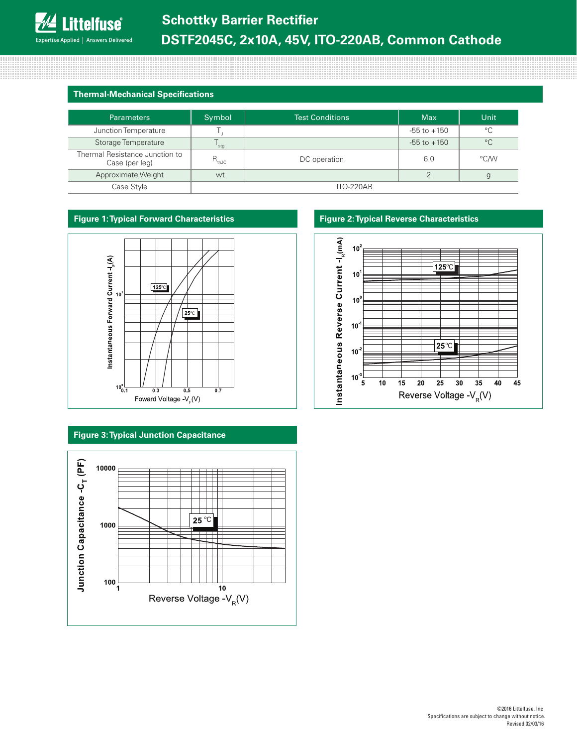## Thermal-Mechanical Specifications

| Parameters | Symbol | Test Conditions | Max | Unit |
|---|---|---|---|---|
| Junction Temperature | $T_J$ | | -55 to +150 | °C |
| Storage Temperature | $T_{stg}$ | | -55 to +150 | °C |
| Thermal Resistance Junction to Case (per leg) | $R_{thJC}$ | DC operation | 6.0 | °C/W |
| Approximate Weight | wt | | 2 | g |
| Case Style | ITO-220AB | | | |

## Figure 1: Typical Forward Characteristics

## Figure 2: Typical Reverse Characteristics

## Figure 3: Typical Junction Capacitance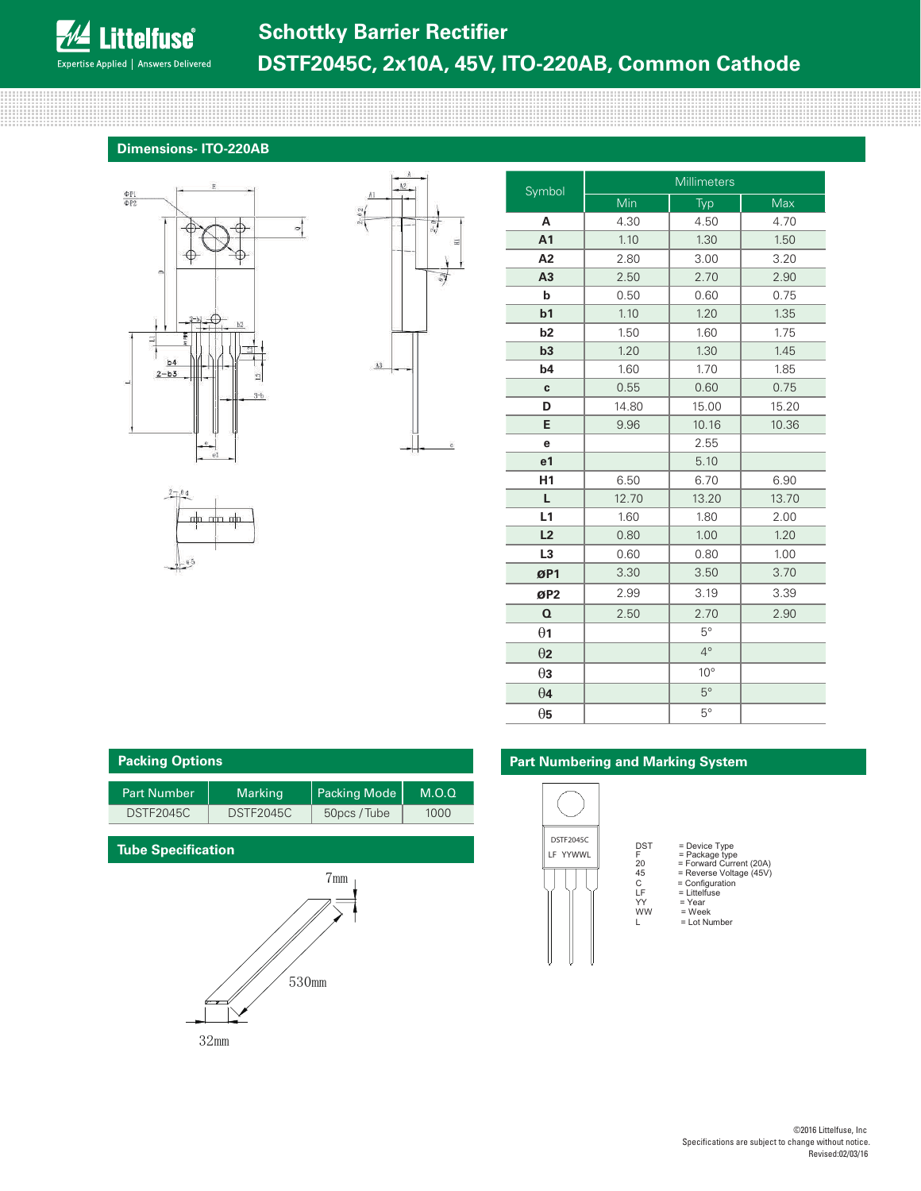## Schottky Barrier Rectifier
## DSTF2045C, 2x10A, 45V, ITO-220AB, Common Cathode

### Dimensions- ITO-220AB

| Symbol | Millimeters | | |
|---|---|---|---|
| | Min | Typ | Max |
| **A** | 4.30 | 4.50 | 4.70 |
| **A1** | 1.10 | 1.30 | 1.50 |
| **A2** | 2.80 | 3.00 | 3.20 |
| **A3** | 2.50 | 2.70 | 2.90 |
| **b** | 0.50 | 0.60 | 0.75 |
| **b1** | 1.10 | 1.20 | 1.35 |
| **b2** | 1.50 | 1.60 | 1.75 |
| **b3** | 1.20 | 1.30 | 1.45 |
| **b4** | 1.60 | 1.70 | 1.85 |
| **c** | 0.55 | 0.60 | 0.75 |
| **D** | 14.80 | 15.00 | 15.20 |
| **E** | 9.96 | 10.16 | 10.36 |
| **e** | | 2.55 | |
| **e1** | | 5.10 | |
| **H1** | 6.50 | 6.70 | 6.90 |
| **L** | 12.70 | 13.20 | 13.70 |
| **L1** | 1.60 | 1.80 | 2.00 |
| **L2** | 0.80 | 1.00 | 1.20 |
| **L3** | 0.60 | 0.80 | 1.00 |
| **øP1** | 3.30 | 3.50 | 3.70 |
| **øP2** | 2.99 | 3.19 | 3.39 |
| **Q** | 2.50 | 2.70 | 2.90 |
| θ1 | | 5° | |
| θ2 | | 4° | |
| θ3 | | 10° | |
| θ4 | | 5° | |
| θ5 | | 5° | |

### Packing Options

| Part Number | Marking | Packing Mode | M.O.Q |
|---|---|---|---|
| DSTF2045C | DSTF2045C | 50pcs / Tube | 1000 |

### Tube Specification

7mm

530mm

32mm

### Part Numbering and Marking System

DSTF2045C
LF YYWWL

- DST = Device Type
- F = Package type
- 20 = Forward Current (20A)
- 45 = Reverse Voltage (45V)
- C = Configuration
- LF = Littelfuse
- YY = Year
- WW = Week
- L = Lot Number

©2016 Littelfuse, Inc
Specifications are subject to change without notice.
Revised:02/03/16